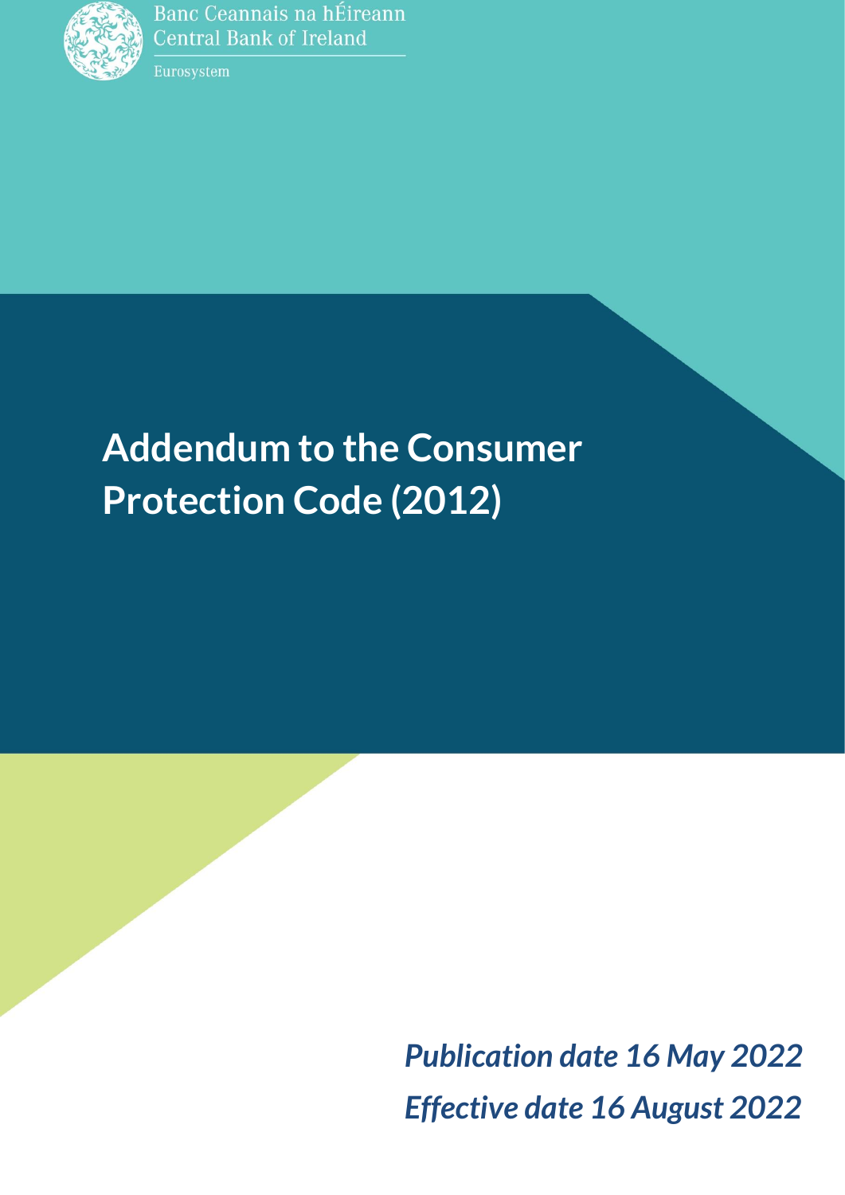Banc Ceannais na hÉireann
Central Bank of Ireland

Eurosystem

# Addendum to the Consumer Protection Code (2012)

***Publication date 16 May 2022***

***Effective date 16 August 2022***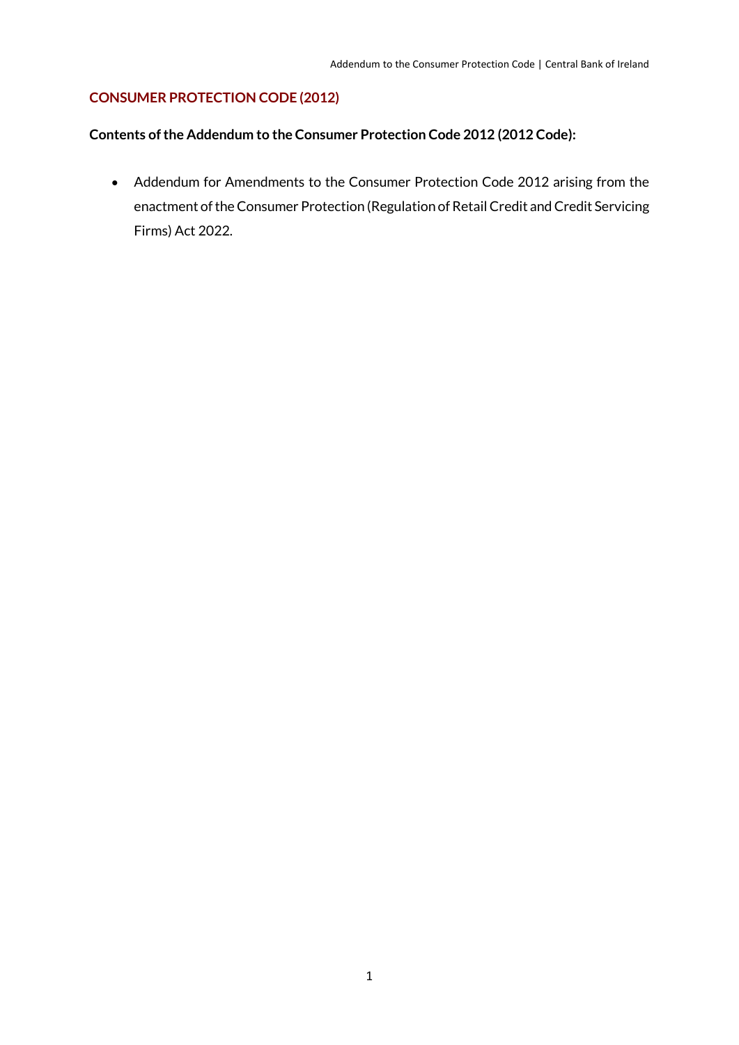## CONSUMER PROTECTION CODE (2012)

**Contents of the Addendum to the Consumer Protection Code 2012 (2012 Code):**

- Addendum for Amendments to the Consumer Protection Code 2012 arising from the enactment of the Consumer Protection (Regulation of Retail Credit and Credit Servicing Firms) Act 2022.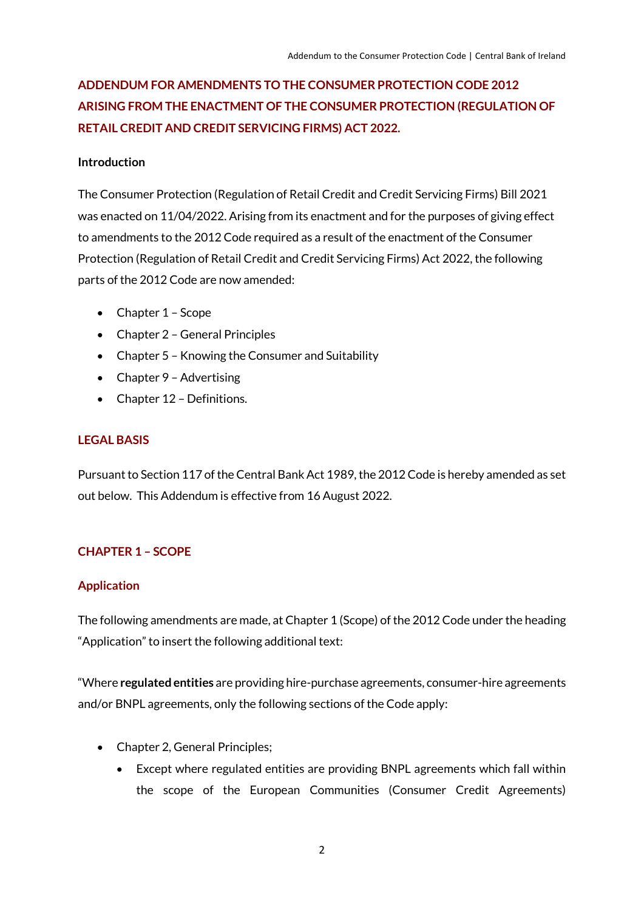# ADDENDUM FOR AMENDMENTS TO THE CONSUMER PROTECTION CODE 2012 ARISING FROM THE ENACTMENT OF THE CONSUMER PROTECTION (REGULATION OF RETAIL CREDIT AND CREDIT SERVICING FIRMS) ACT 2022.

**Introduction**

The Consumer Protection (Regulation of Retail Credit and Credit Servicing Firms) Bill 2021 was enacted on 11/04/2022. Arising from its enactment and for the purposes of giving effect to amendments to the 2012 Code required as a result of the enactment of the Consumer Protection (Regulation of Retail Credit and Credit Servicing Firms) Act 2022, the following parts of the 2012 Code are now amended:

- Chapter 1 – Scope
- Chapter 2 – General Principles
- Chapter 5 – Knowing the Consumer and Suitability
- Chapter 9 – Advertising
- Chapter 12 – Definitions.

## LEGAL BASIS

Pursuant to Section 117 of the Central Bank Act 1989, the 2012 Code is hereby amended as set out below. This Addendum is effective from 16 August 2022.

## CHAPTER 1 – SCOPE

### Application

The following amendments are made, at Chapter 1 (Scope) of the 2012 Code under the heading "Application" to insert the following additional text:

"Where **regulated entities** are providing hire-purchase agreements, consumer-hire agreements and/or BNPL agreements, only the following sections of the Code apply:

- Chapter 2, General Principles;
  - Except where regulated entities are providing BNPL agreements which fall within the scope of the European Communities (Consumer Credit Agreements)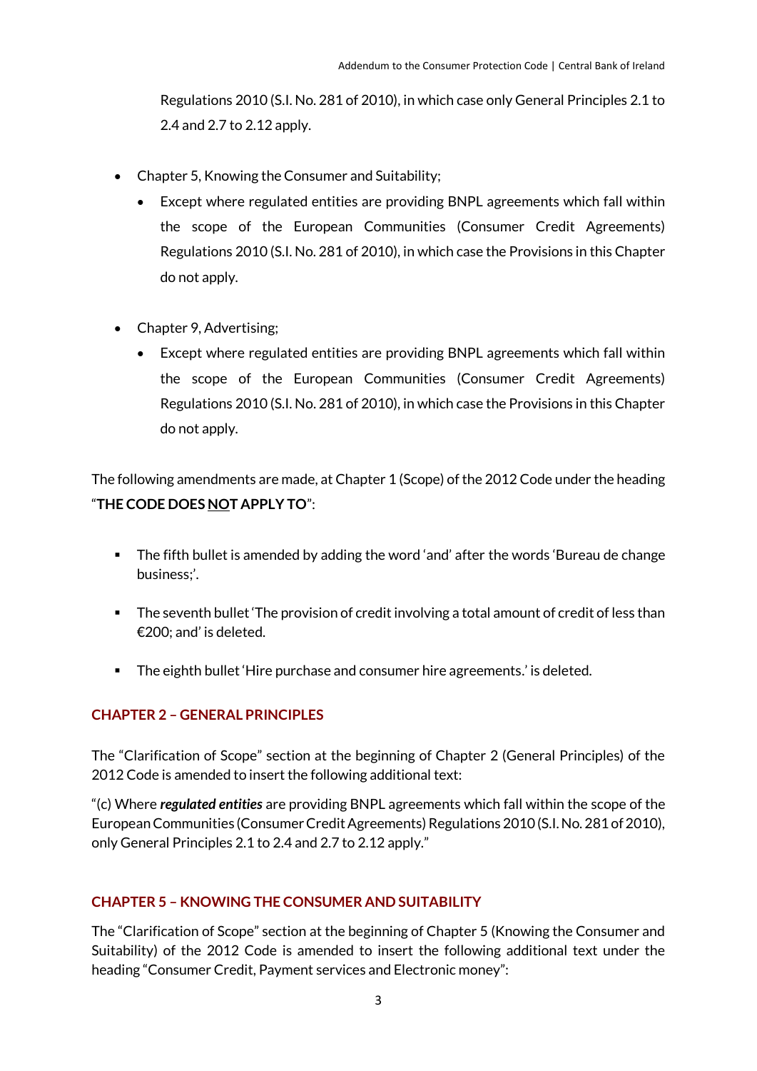Regulations 2010 (S.I. No. 281 of 2010), in which case only General Principles 2.1 to 2.4 and 2.7 to 2.12 apply.

- Chapter 5, Knowing the Consumer and Suitability;
  - Except where regulated entities are providing BNPL agreements which fall within the scope of the European Communities (Consumer Credit Agreements) Regulations 2010 (S.I. No. 281 of 2010), in which case the Provisions in this Chapter do not apply.

- Chapter 9, Advertising;
  - Except where regulated entities are providing BNPL agreements which fall within the scope of the European Communities (Consumer Credit Agreements) Regulations 2010 (S.I. No. 281 of 2010), in which case the Provisions in this Chapter do not apply.

The following amendments are made, at Chapter 1 (Scope) of the 2012 Code under the heading "**THE CODE DOES NOT APPLY TO**":

- The fifth bullet is amended by adding the word 'and' after the words 'Bureau de change business;'.
- The seventh bullet 'The provision of credit involving a total amount of credit of less than €200; and' is deleted.
- The eighth bullet 'Hire purchase and consumer hire agreements.' is deleted.

## CHAPTER 2 – GENERAL PRINCIPLES

The "Clarification of Scope" section at the beginning of Chapter 2 (General Principles) of the 2012 Code is amended to insert the following additional text:

"(c) Where ***regulated entities*** are providing BNPL agreements which fall within the scope of the European Communities (Consumer Credit Agreements) Regulations 2010 (S.I. No. 281 of 2010), only General Principles 2.1 to 2.4 and 2.7 to 2.12 apply."

## CHAPTER 5 – KNOWING THE CONSUMER AND SUITABILITY

The "Clarification of Scope" section at the beginning of Chapter 5 (Knowing the Consumer and Suitability) of the 2012 Code is amended to insert the following additional text under the heading "Consumer Credit, Payment services and Electronic money":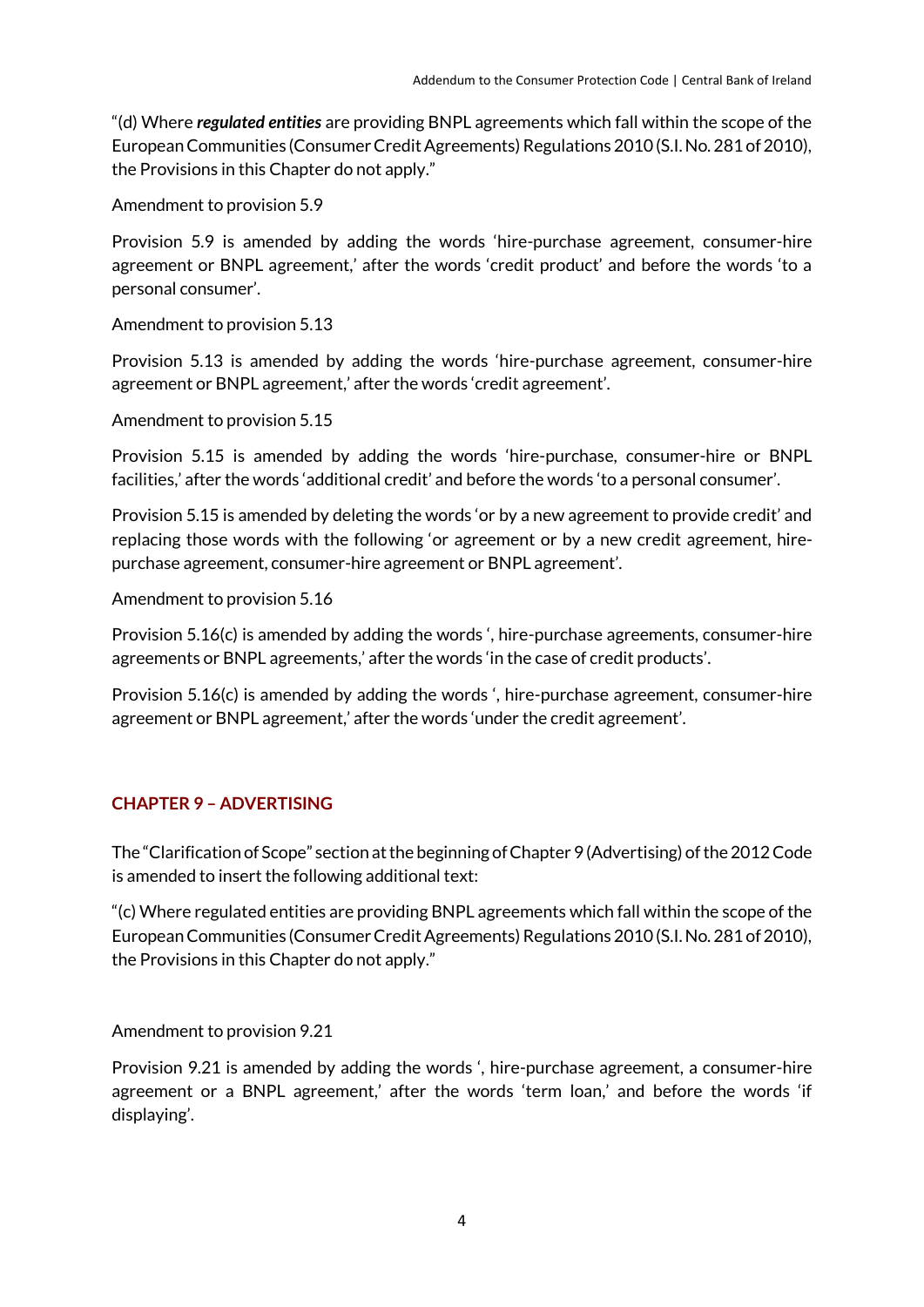"(d) Where ***regulated entities*** are providing BNPL agreements which fall within the scope of the European Communities (Consumer Credit Agreements) Regulations 2010 (S.I. No. 281 of 2010), the Provisions in this Chapter do not apply."

Amendment to provision 5.9

Provision 5.9 is amended by adding the words 'hire-purchase agreement, consumer-hire agreement or BNPL agreement,' after the words 'credit product' and before the words 'to a personal consumer'.

Amendment to provision 5.13

Provision 5.13 is amended by adding the words 'hire-purchase agreement, consumer-hire agreement or BNPL agreement,' after the words 'credit agreement'.

Amendment to provision 5.15

Provision 5.15 is amended by adding the words 'hire-purchase, consumer-hire or BNPL facilities,' after the words 'additional credit' and before the words 'to a personal consumer'.

Provision 5.15 is amended by deleting the words 'or by a new agreement to provide credit' and replacing those words with the following 'or agreement or by a new credit agreement, hire-purchase agreement, consumer-hire agreement or BNPL agreement'.

Amendment to provision 5.16

Provision 5.16(c) is amended by adding the words ', hire-purchase agreements, consumer-hire agreements or BNPL agreements,' after the words 'in the case of credit products'.

Provision 5.16(c) is amended by adding the words ', hire-purchase agreement, consumer-hire agreement or BNPL agreement,' after the words 'under the credit agreement'.

## CHAPTER 9 – ADVERTISING

The "Clarification of Scope" section at the beginning of Chapter 9 (Advertising) of the 2012 Code is amended to insert the following additional text:

"(c) Where regulated entities are providing BNPL agreements which fall within the scope of the European Communities (Consumer Credit Agreements) Regulations 2010 (S.I. No. 281 of 2010), the Provisions in this Chapter do not apply."

Amendment to provision 9.21

Provision 9.21 is amended by adding the words ', hire-purchase agreement, a consumer-hire agreement or a BNPL agreement,' after the words 'term loan,' and before the words 'if displaying'.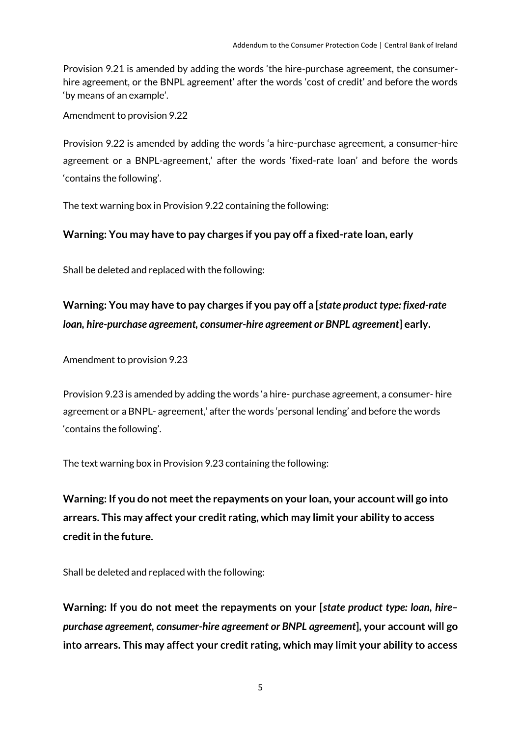Provision 9.21 is amended by adding the words 'the hire-purchase agreement, the consumer-hire agreement, or the BNPL agreement' after the words 'cost of credit' and before the words 'by means of an example'.

Amendment to provision 9.22

Provision 9.22 is amended by adding the words 'a hire-purchase agreement, a consumer-hire agreement or a BNPL-agreement,' after the words 'fixed-rate loan' and before the words 'contains the following'.

The text warning box in Provision 9.22 containing the following:

**Warning: You may have to pay charges if you pay off a fixed-rate loan, early**

Shall be deleted and replaced with the following:

**Warning: You may have to pay charges if you pay off a [*state product type: fixed-rate loan, hire-purchase agreement, consumer-hire agreement or BNPL agreement*] early.**

Amendment to provision 9.23

Provision 9.23 is amended by adding the words 'a hire- purchase agreement, a consumer- hire agreement or a BNPL- agreement,' after the words 'personal lending' and before the words 'contains the following'.

The text warning box in Provision 9.23 containing the following:

**Warning: If you do not meet the repayments on your loan, your account will go into arrears. This may affect your credit rating, which may limit your ability to access credit in the future.**

Shall be deleted and replaced with the following:

**Warning: If you do not meet the repayments on your [*state product type: loan, hire–purchase agreement, consumer-hire agreement or BNPL agreement*], your account will go into arrears. This may affect your credit rating, which may limit your ability to access**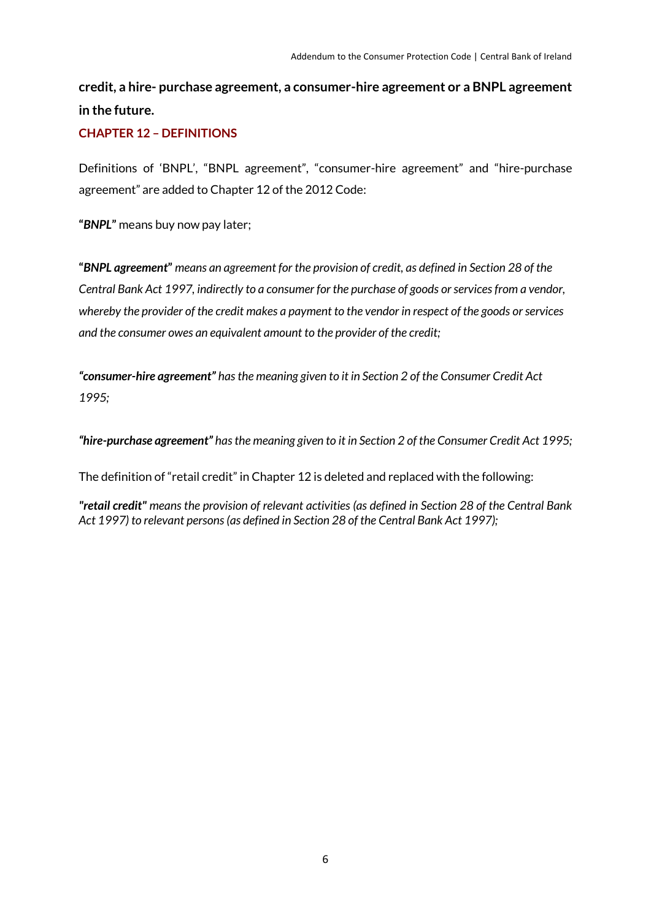**credit, a hire- purchase agreement, a consumer-hire agreement or a BNPL agreement in the future.**

## CHAPTER 12 – DEFINITIONS

Definitions of 'BNPL', "BNPL agreement", "consumer-hire agreement" and "hire-purchase agreement" are added to Chapter 12 of the 2012 Code:

**"*BNPL*"** means buy now pay later;

**"*BNPL agreement*"** *means an agreement for the provision of credit, as defined in Section 28 of the Central Bank Act 1997, indirectly to a consumer for the purchase of goods or services from a vendor, whereby the provider of the credit makes a payment to the vendor in respect of the goods or services and the consumer owes an equivalent amount to the provider of the credit;*

***"consumer-hire agreement"*** *has the meaning given to it in Section 2 of the Consumer Credit Act 1995;*

***"hire-purchase agreement"*** *has the meaning given to it in Section 2 of the Consumer Credit Act 1995;*

The definition of "retail credit" in Chapter 12 is deleted and replaced with the following:

***"retail credit"*** *means the provision of relevant activities (as defined in Section 28 of the Central Bank Act 1997) to relevant persons (as defined in Section 28 of the Central Bank Act 1997);*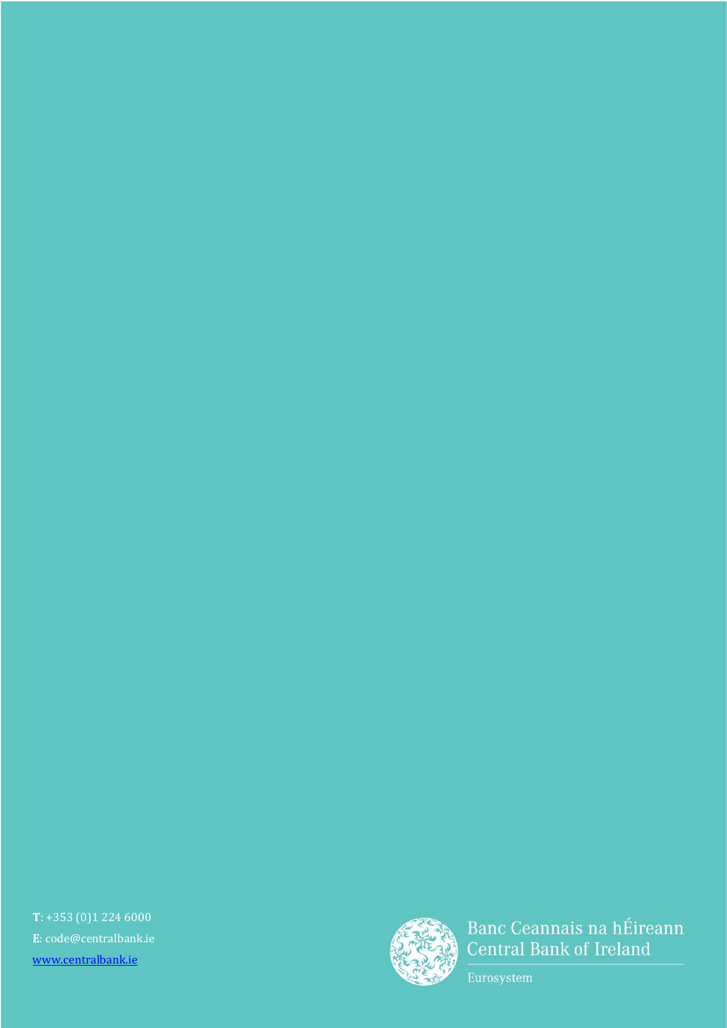**T**: +353 (0)1 224 6000

**E**: code@centralbank.ie

[www.centralbank.ie](http://www.centralbank.ie)

Banc Ceannais na hÉireann
Central Bank of Ireland

Eurosystem